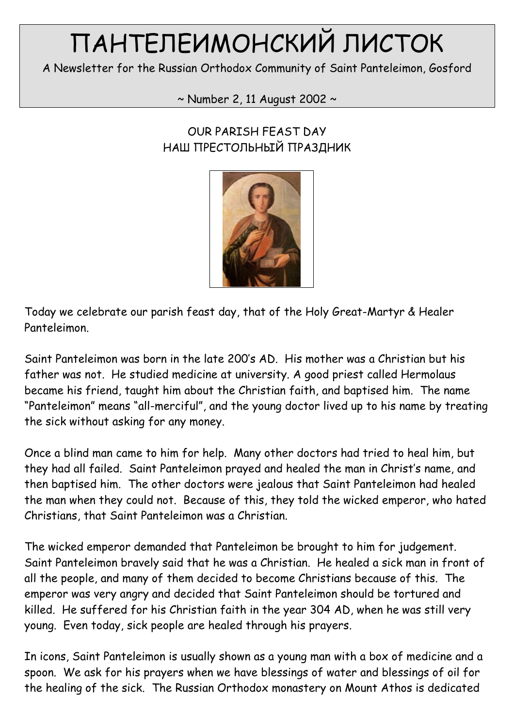# ПАНТЕЛЕИМОНСКИЙ ЛИСТОК

A Newsletter for the Russian Orthodox Community of Saint Panteleimon, Gosford

~ Number 2, 11 August 2002 ~

## OUR PARISH FEAST DAY
## НАШ ПРЕСТОЛЬНЫЙ ПРАЗДНИК

Today we celebrate our parish feast day, that of the Holy Great-Martyr & Healer Panteleimon.

Saint Panteleimon was born in the late 200's AD. His mother was a Christian but his father was not. He studied medicine at university. A good priest called Hermolaus became his friend, taught him about the Christian faith, and baptised him. The name "Panteleimon" means "all-merciful", and the young doctor lived up to his name by treating the sick without asking for any money.

Once a blind man came to him for help. Many other doctors had tried to heal him, but they had all failed. Saint Panteleimon prayed and healed the man in Christ's name, and then baptised him. The other doctors were jealous that Saint Panteleimon had healed the man when they could not. Because of this, they told the wicked emperor, who hated Christians, that Saint Panteleimon was a Christian.

The wicked emperor demanded that Panteleimon be brought to him for judgement. Saint Panteleimon bravely said that he was a Christian. He healed a sick man in front of all the people, and many of them decided to become Christians because of this. The emperor was very angry and decided that Saint Panteleimon should be tortured and killed. He suffered for his Christian faith in the year 304 AD, when he was still very young. Even today, sick people are healed through his prayers.

In icons, Saint Panteleimon is usually shown as a young man with a box of medicine and a spoon. We ask for his prayers when we have blessings of water and blessings of oil for the healing of the sick. The Russian Orthodox monastery on Mount Athos is dedicated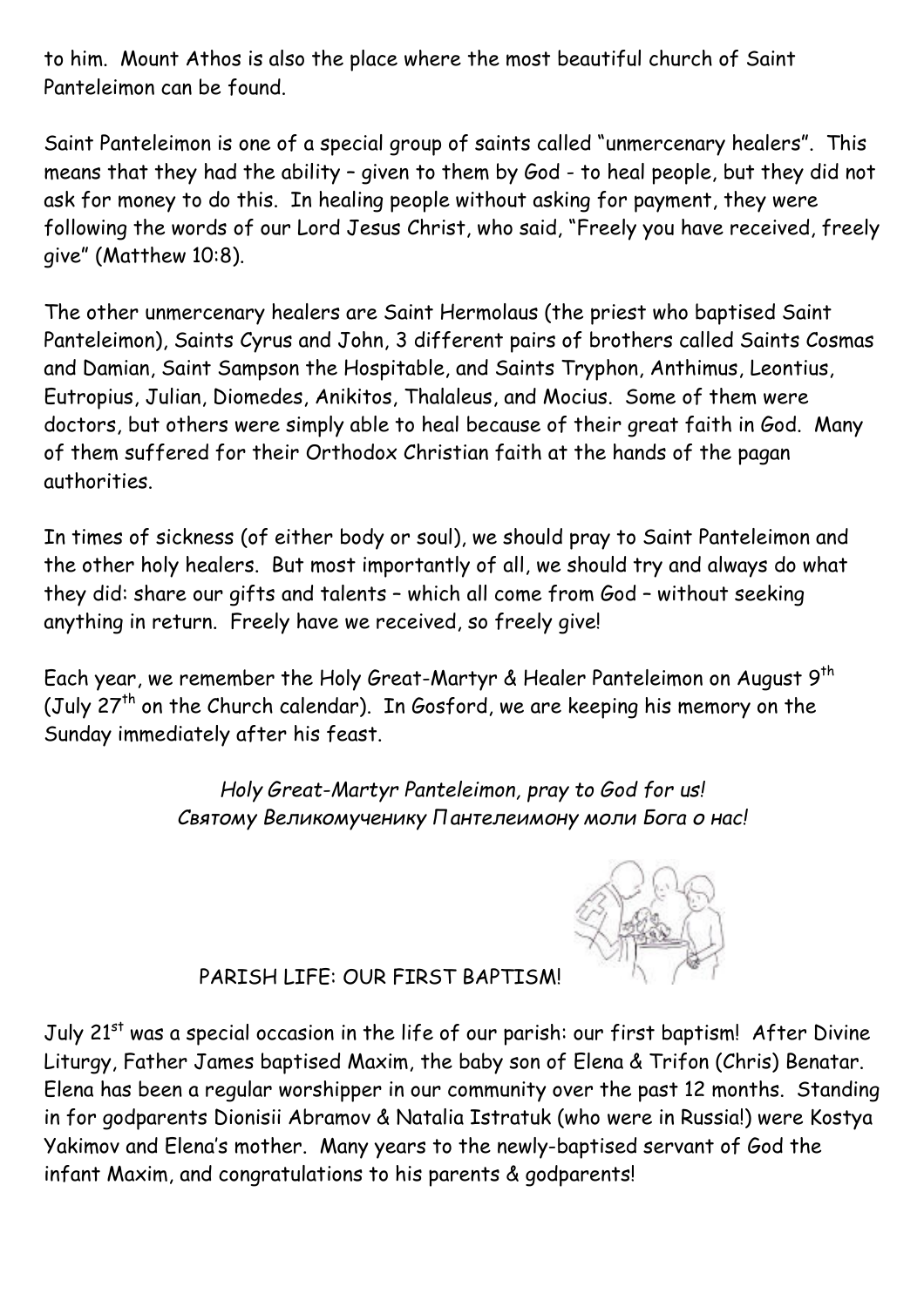to him. Mount Athos is also the place where the most beautiful church of Saint Panteleimon can be found.

Saint Panteleimon is one of a special group of saints called "unmercenary healers". This means that they had the ability – given to them by God - to heal people, but they did not ask for money to do this. In healing people without asking for payment, they were following the words of our Lord Jesus Christ, who said, "Freely you have received, freely give" (Matthew 10:8).

The other unmercenary healers are Saint Hermolaus (the priest who baptised Saint Panteleimon), Saints Cyrus and John, 3 different pairs of brothers called Saints Cosmas and Damian, Saint Sampson the Hospitable, and Saints Tryphon, Anthimus, Leontius, Eutropius, Julian, Diomedes, Anikitos, Thalaleus, and Mocius. Some of them were doctors, but others were simply able to heal because of their great faith in God. Many of them suffered for their Orthodox Christian faith at the hands of the pagan authorities.

In times of sickness (of either body or soul), we should pray to Saint Panteleimon and the other holy healers. But most importantly of all, we should try and always do what they did: share our gifts and talents – which all come from God – without seeking anything in return. Freely have we received, so freely give!

Each year, we remember the Holy Great-Martyr & Healer Panteleimon on August 9th (July 27th on the Church calendar). In Gosford, we are keeping his memory on the Sunday immediately after his feast.

*Holy Great-Martyr Panteleimon, pray to God for us!*
*Святому Великомученику Пантелеимону моли Бога о нас!*

## PARISH LIFE: OUR FIRST BAPTISM!

July 21st was a special occasion in the life of our parish: our first baptism! After Divine Liturgy, Father James baptised Maxim, the baby son of Elena & Trifon (Chris) Benatar. Elena has been a regular worshipper in our community over the past 12 months. Standing in for godparents Dionisii Abramov & Natalia Istratuk (who were in Russia!) were Kostya Yakimov and Elena's mother. Many years to the newly-baptised servant of God the infant Maxim, and congratulations to his parents & godparents!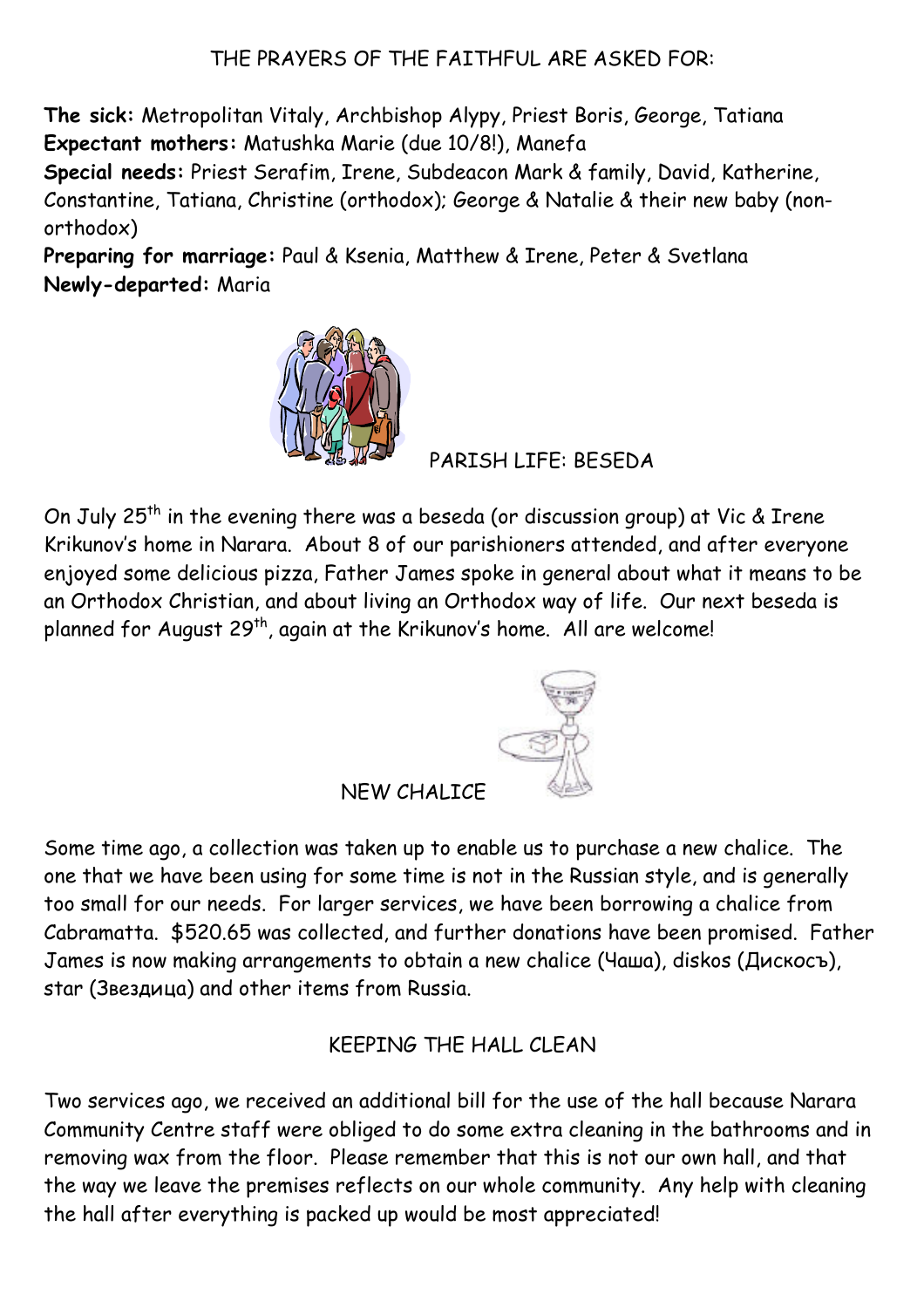## THE PRAYERS OF THE FAITHFUL ARE ASKED FOR:

**The sick:** Metropolitan Vitaly, Archbishop Alypy, Priest Boris, George, Tatiana
**Expectant mothers:** Matushka Marie (due 10/8!), Manefa
**Special needs:** Priest Serafim, Irene, Subdeacon Mark & family, David, Katherine, Constantine, Tatiana, Christine (orthodox); George & Natalie & their new baby (non-orthodox)
**Preparing for marriage:** Paul & Ksenia, Matthew & Irene, Peter & Svetlana
**Newly-departed:** Maria

## PARISH LIFE: BESEDA

On July 25th in the evening there was a beseda (or discussion group) at Vic & Irene Krikunov's home in Narara. About 8 of our parishioners attended, and after everyone enjoyed some delicious pizza, Father James spoke in general about what it means to be an Orthodox Christian, and about living an Orthodox way of life. Our next beseda is planned for August 29th, again at the Krikunov's home. All are welcome!

## NEW CHALICE

Some time ago, a collection was taken up to enable us to purchase a new chalice. The one that we have been using for some time is not in the Russian style, and is generally too small for our needs. For larger services, we have been borrowing a chalice from Cabramatta. $520.65 was collected, and further donations have been promised. Father James is now making arrangements to obtain a new chalice (Чаша), diskos (Дискосъ), star (Звездица) and other items from Russia.

## KEEPING THE HALL CLEAN

Two services ago, we received an additional bill for the use of the hall because Narara Community Centre staff were obliged to do some extra cleaning in the bathrooms and in removing wax from the floor. Please remember that this is not our own hall, and that the way we leave the premises reflects on our whole community. Any help with cleaning the hall after everything is packed up would be most appreciated!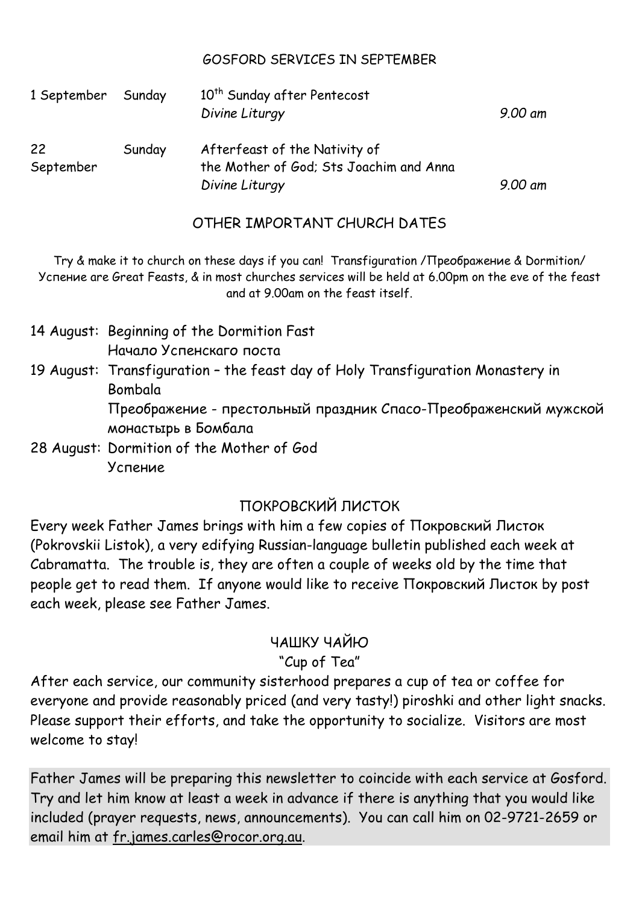## GOSFORD SERVICES IN SEPTEMBER

| | | | |
|---|---|---|---|
| 1 September | Sunday | 10th Sunday after Pentecost<br>*Divine Liturgy* | *9.00 am* |
| 22 September | Sunday | Afterfeast of the Nativity of the Mother of God; Sts Joachim and Anna<br>*Divine Liturgy* | *9.00 am* |

## OTHER IMPORTANT CHURCH DATES

Try & make it to church on these days if you can! Transfiguration /Преображение & Dormition/ Успение are Great Feasts, & in most churches services will be held at 6.00pm on the eve of the feast and at 9.00am on the feast itself.

14 August: Beginning of the Dormition Fast
Начало Успенскаго поста

19 August: Transfiguration – the feast day of Holy Transfiguration Monastery in Bombala
Преображение - престольный праздник Спасо-Преображенский мужской монастырь в Бомбала

28 August: Dormition of the Mother of God
Успение

## ПОКРОВСКИЙ ЛИСТОК

Every week Father James brings with him a few copies of Покровский Листок (Pokrovskii Listok), a very edifying Russian-language bulletin published each week at Cabramatta. The trouble is, they are often a couple of weeks old by the time that people get to read them. If anyone would like to receive Покровский Листок by post each week, please see Father James.

## ЧАШКУ ЧАЙЮ

"Cup of Tea"

After each service, our community sisterhood prepares a cup of tea or coffee for everyone and provide reasonably priced (and very tasty!) piroshki and other light snacks. Please support their efforts, and take the opportunity to socialize. Visitors are most welcome to stay!

Father James will be preparing this newsletter to coincide with each service at Gosford. Try and let him know at least a week in advance if there is anything that you would like included (prayer requests, news, announcements). You can call him on 02-9721-2659 or email him at fr.james.carles@rocor.org.au.